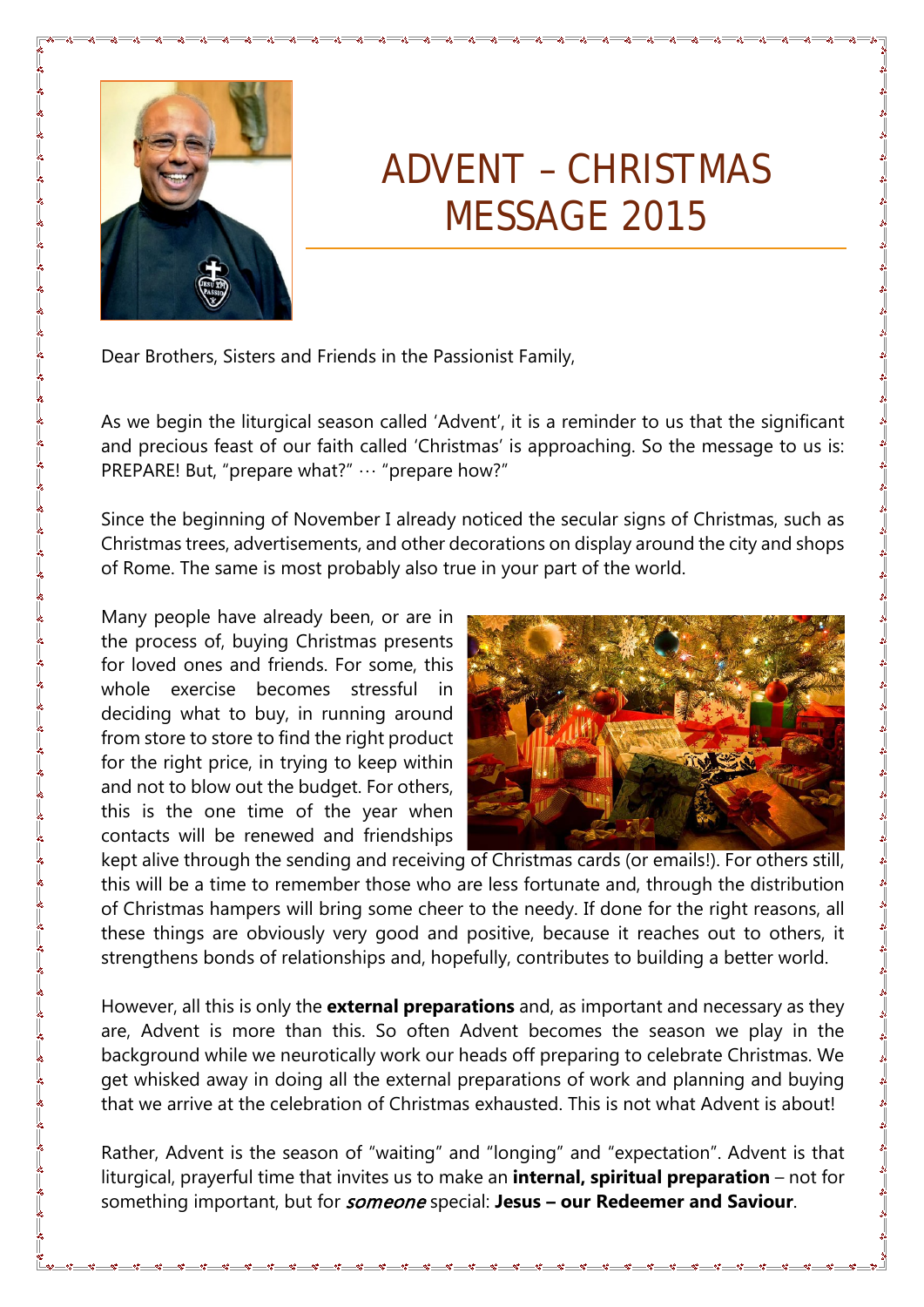# ADVENT – CHRISTMAS MESSAGE 2015

Dear Brothers, Sisters and Friends in the Passionist Family,

As we begin the liturgical season called 'Advent', it is a reminder to us that the significant and precious feast of our faith called 'Christmas' is approaching. So the message to us is: PREPARE! But, "prepare what?" … "prepare how?"

Since the beginning of November I already noticed the secular signs of Christmas, such as Christmas trees, advertisements, and other decorations on display around the city and shops of Rome. The same is most probably also true in your part of the world.

Many people have already been, or are in the process of, buying Christmas presents for loved ones and friends. For some, this whole exercise becomes stressful in deciding what to buy, in running around from store to store to find the right product for the right price, in trying to keep within and not to blow out the budget. For others, this is the one time of the year when contacts will be renewed and friendships kept alive through the sending and receiving of Christmas cards (or emails!). For others still, this will be a time to remember those who are less fortunate and, through the distribution of Christmas hampers will bring some cheer to the needy. If done for the right reasons, all these things are obviously very good and positive, because it reaches out to others, it strengthens bonds of relationships and, hopefully, contributes to building a better world.

However, all this is only the **external preparations** and, as important and necessary as they are, Advent is more than this. So often Advent becomes the season we play in the background while we neurotically work our heads off preparing to celebrate Christmas. We get whisked away in doing all the external preparations of work and planning and buying that we arrive at the celebration of Christmas exhausted. This is not what Advent is about!

Rather, Advent is the season of "waiting" and "longing" and "expectation". Advent is that liturgical, prayerful time that invites us to make an **internal, spiritual preparation** – not for something important, but for ***someone*** special: **Jesus – our Redeemer and Saviour**.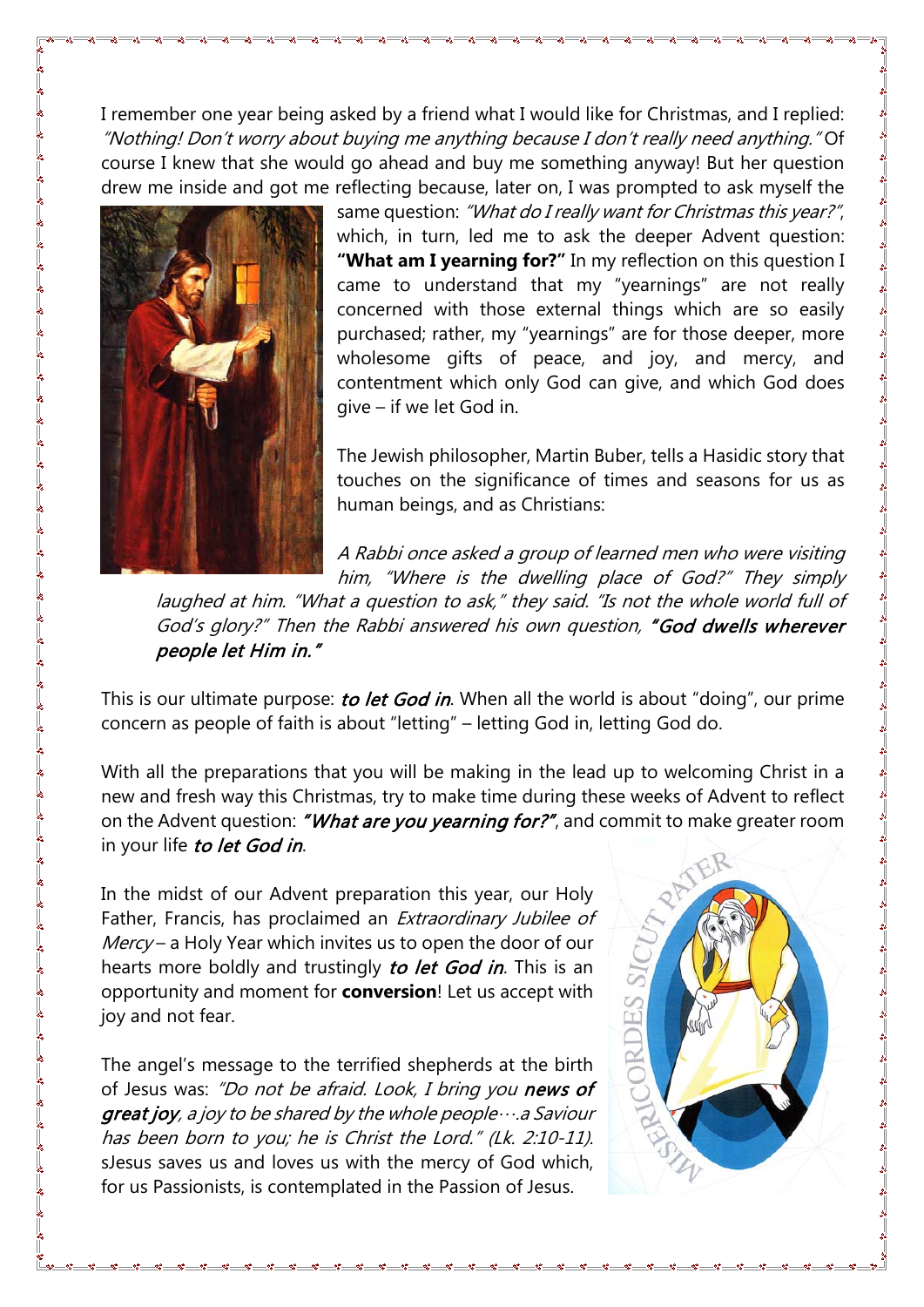I remember one year being asked by a friend what I would like for Christmas, and I replied: *"Nothing! Don't worry about buying me anything because I don't really need anything."* Of course I knew that she would go ahead and buy me something anyway! But her question drew me inside and got me reflecting because, later on, I was prompted to ask myself the same question: *"What do I really want for Christmas this year?"*, which, in turn, led me to ask the deeper Advent question: **"What am I yearning for?"** In my reflection on this question I came to understand that my "yearnings" are not really concerned with those external things which are so easily purchased; rather, my "yearnings" are for those deeper, more wholesome gifts of peace, and joy, and mercy, and contentment which only God can give, and which God does give – if we let God in.

The Jewish philosopher, Martin Buber, tells a Hasidic story that touches on the significance of times and seasons for us as human beings, and as Christians:

> *A Rabbi once asked a group of learned men who were visiting him, "Where is the dwelling place of God?" They simply laughed at him. "What a question to ask," they said. "Is not the whole world full of God's glory?" Then the Rabbi answered his own question,* ***"God dwells wherever people let Him in."***

This is our ultimate purpose: ***to let God in***. When all the world is about "doing", our prime concern as people of faith is about "letting" – letting God in, letting God do.

With all the preparations that you will be making in the lead up to welcoming Christ in a new and fresh way this Christmas, try to make time during these weeks of Advent to reflect on the Advent question: ***"What are you yearning for?"***, and commit to make greater room in your life ***to let God in***.

In the midst of our Advent preparation this year, our Holy Father, Francis, has proclaimed an *Extraordinary Jubilee of Mercy* – a Holy Year which invites us to open the door of our hearts more boldly and trustingly ***to let God in***. This is an opportunity and moment for **conversion**! Let us accept with joy and not fear.

The angel's message to the terrified shepherds at the birth of Jesus was: *"Do not be afraid. Look, I bring you* ***news of great joy****, a joy to be shared by the whole people….a Saviour has been born to you; he is Christ the Lord." (Lk. 2:10-11)*. sJesus saves us and loves us with the mercy of God which, for us Passionists, is contemplated in the Passion of Jesus.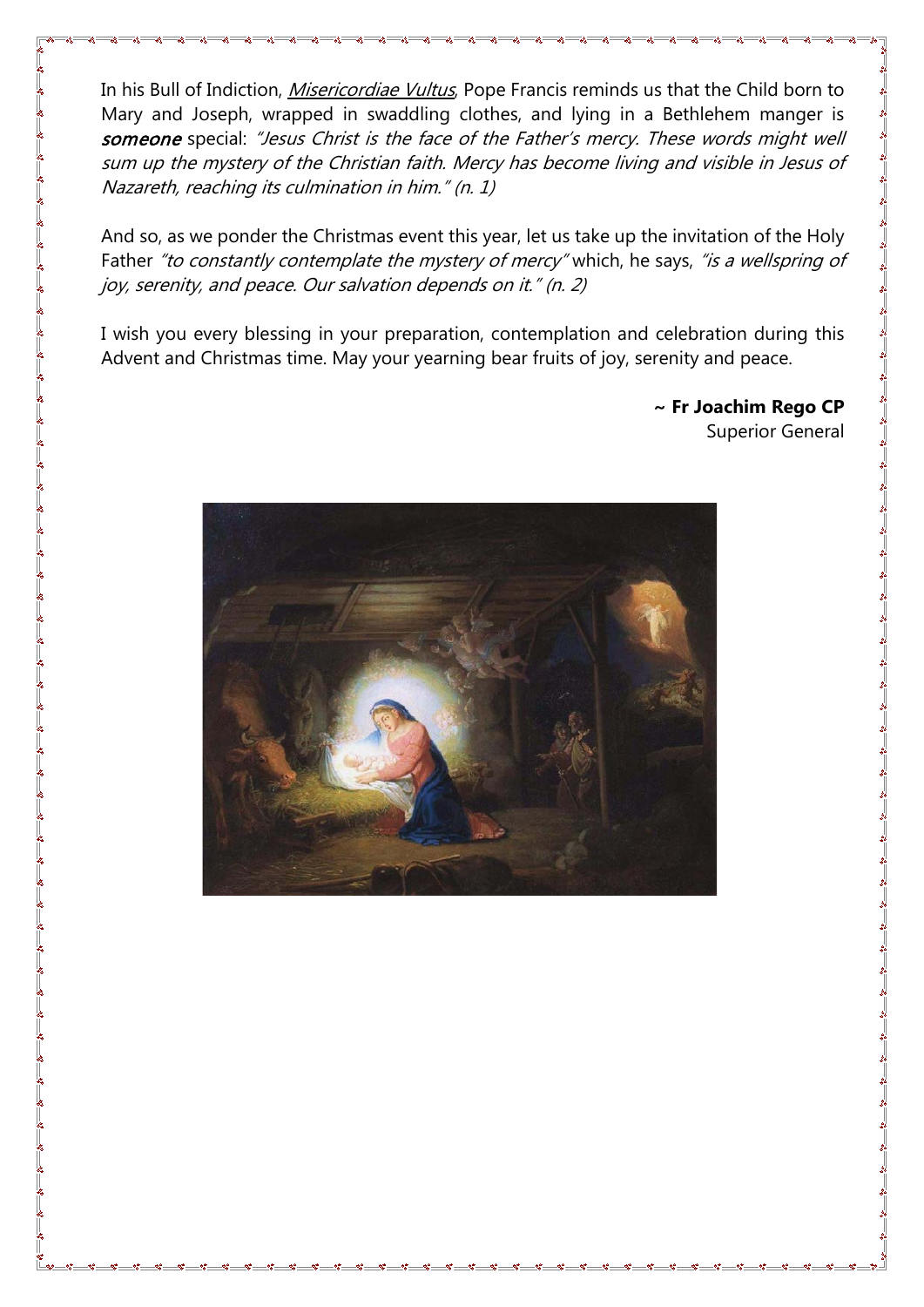In his Bull of Indiction, *Misericordiae Vultus*, Pope Francis reminds us that the Child born to Mary and Joseph, wrapped in swaddling clothes, and lying in a Bethlehem manger is ***someone*** special: *"Jesus Christ is the face of the Father's mercy. These words might well sum up the mystery of the Christian faith. Mercy has become living and visible in Jesus of Nazareth, reaching its culmination in him." (n. 1)*

And so, as we ponder the Christmas event this year, let us take up the invitation of the Holy Father *"to constantly contemplate the mystery of mercy"* which, he says, *"is a wellspring of joy, serenity, and peace. Our salvation depends on it." (n. 2)*

I wish you every blessing in your preparation, contemplation and celebration during this Advent and Christmas time. May your yearning bear fruits of joy, serenity and peace.

**~ Fr Joachim Rego CP**
Superior General